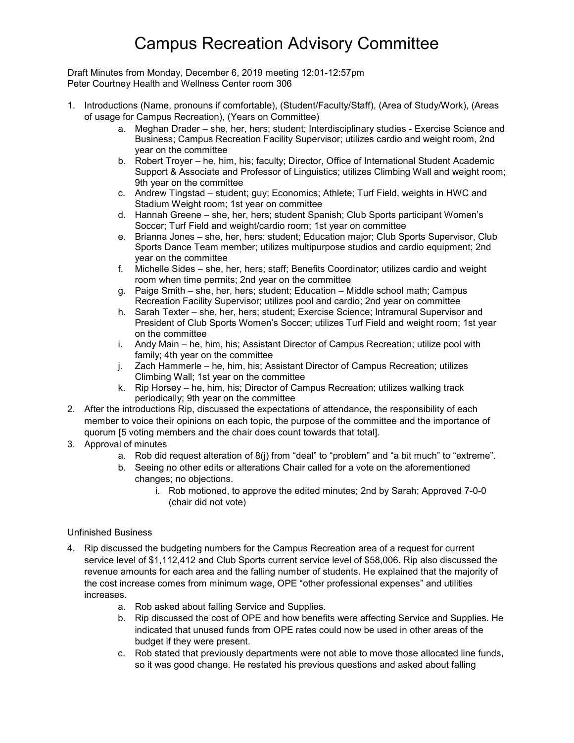# Campus Recreation Advisory Committee

Draft Minutes from Monday, December 6, 2019 meeting 12:01-12:57pm
Peter Courtney Health and Wellness Center room 306

1. Introductions (Name, pronouns if comfortable), (Student/Faculty/Staff), (Area of Study/Work), (Areas of usage for Campus Recreation), (Years on Committee)
    a. Meghan Drader – she, her, hers; student; Interdisciplinary studies - Exercise Science and Business; Campus Recreation Facility Supervisor; utilizes cardio and weight room, 2nd year on the committee
    b. Robert Troyer – he, him, his; faculty; Director, Office of International Student Academic Support & Associate and Professor of Linguistics; utilizes Climbing Wall and weight room; 9th year on the committee
    c. Andrew Tingstad – student; guy; Economics; Athlete; Turf Field, weights in HWC and Stadium Weight room; 1st year on committee
    d. Hannah Greene – she, her, hers; student Spanish; Club Sports participant Women's Soccer; Turf Field and weight/cardio room; 1st year on committee
    e. Brianna Jones – she, her, hers; student; Education major; Club Sports Supervisor, Club Sports Dance Team member; utilizes multipurpose studios and cardio equipment; 2nd year on the committee
    f. Michelle Sides – she, her, hers; staff; Benefits Coordinator; utilizes cardio and weight room when time permits; 2nd year on the committee
    g. Paige Smith – she, her, hers; student; Education – Middle school math; Campus Recreation Facility Supervisor; utilizes pool and cardio; 2nd year on committee
    h. Sarah Texter – she, her, hers; student; Exercise Science; Intramural Supervisor and President of Club Sports Women's Soccer; utilizes Turf Field and weight room; 1st year on the committee
    i. Andy Main – he, him, his; Assistant Director of Campus Recreation; utilize pool with family; 4th year on the committee
    j. Zach Hammerle – he, him, his; Assistant Director of Campus Recreation; utilizes Climbing Wall; 1st year on the committee
    k. Rip Horsey – he, him, his; Director of Campus Recreation; utilizes walking track periodically; 9th year on the committee
2. After the introductions Rip, discussed the expectations of attendance, the responsibility of each member to voice their opinions on each topic, the purpose of the committee and the importance of quorum [5 voting members and the chair does count towards that total].
3. Approval of minutes
    a. Rob did request alteration of 8(j) from "deal" to "problem" and "a bit much" to "extreme".
    b. Seeing no other edits or alterations Chair called for a vote on the aforementioned changes; no objections.
        i. Rob motioned, to approve the edited minutes; 2nd by Sarah; Approved 7-0-0 (chair did not vote)

Unfinished Business

4. Rip discussed the budgeting numbers for the Campus Recreation area of a request for current service level of $1,112,412 and Club Sports current service level of $58,006. Rip also discussed the revenue amounts for each area and the falling number of students. He explained that the majority of the cost increase comes from minimum wage, OPE "other professional expenses" and utilities increases.
    a. Rob asked about falling Service and Supplies.
    b. Rip discussed the cost of OPE and how benefits were affecting Service and Supplies. He indicated that unused funds from OPE rates could now be used in other areas of the budget if they were present.
    c. Rob stated that previously departments were not able to move those allocated line funds, so it was good change. He restated his previous questions and asked about falling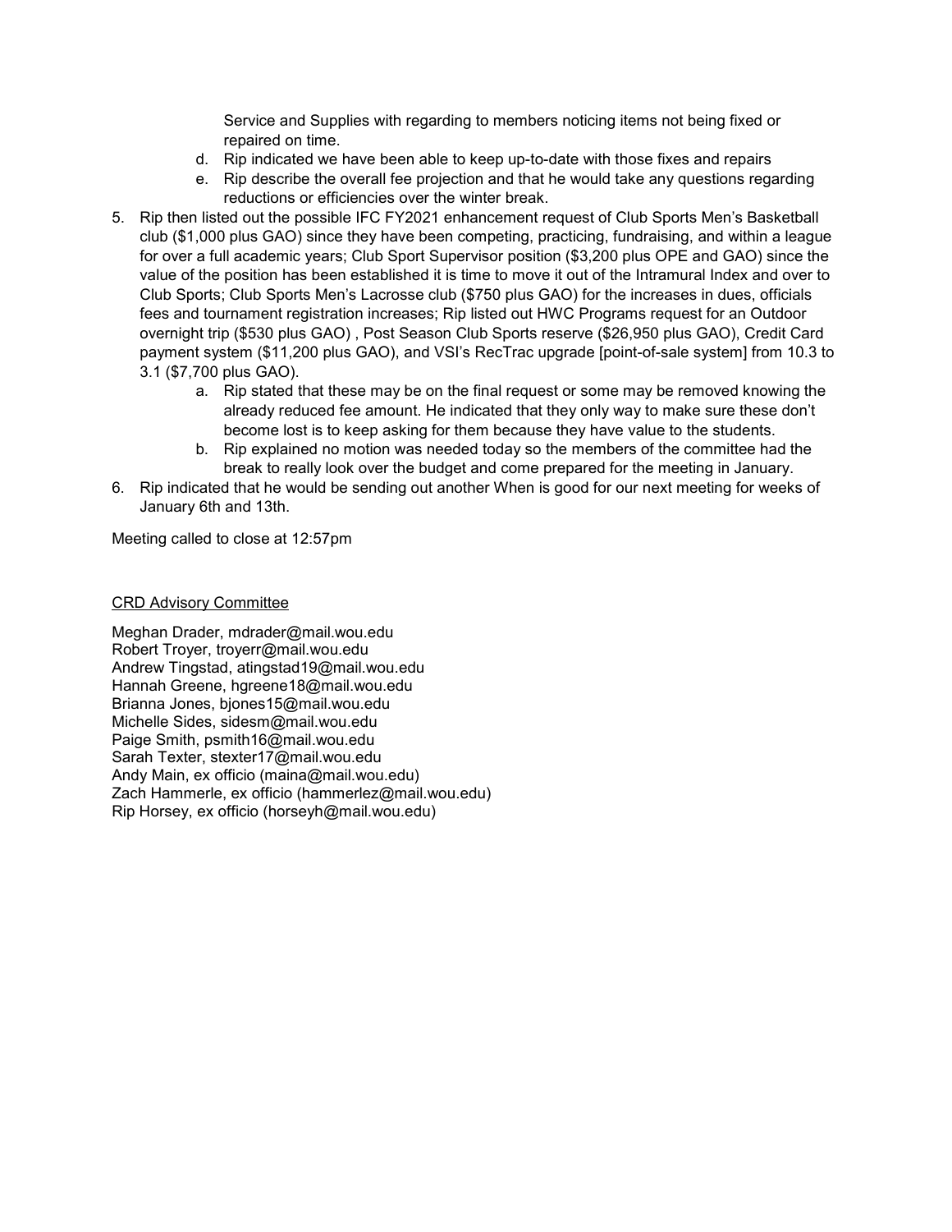Service and Supplies with regarding to members noticing items not being fixed or repaired on time.

   d. Rip indicated we have been able to keep up-to-date with those fixes and repairs
   e. Rip describe the overall fee projection and that he would take any questions regarding reductions or efficiencies over the winter break.

5. Rip then listed out the possible IFC FY2021 enhancement request of Club Sports Men's Basketball club ($1,000 plus GAO) since they have been competing, practicing, fundraising, and within a league for over a full academic years; Club Sport Supervisor position ($3,200 plus OPE and GAO) since the value of the position has been established it is time to move it out of the Intramural Index and over to Club Sports; Club Sports Men's Lacrosse club ($750 plus GAO) for the increases in dues, officials fees and tournament registration increases; Rip listed out HWC Programs request for an Outdoor overnight trip ($530 plus GAO) , Post Season Club Sports reserve ($26,950 plus GAO), Credit Card payment system ($11,200 plus GAO), and VSI's RecTrac upgrade [point-of-sale system] from 10.3 to 3.1 ($7,700 plus GAO).
   a. Rip stated that these may be on the final request or some may be removed knowing the already reduced fee amount. He indicated that they only way to make sure these don't become lost is to keep asking for them because they have value to the students.
   b. Rip explained no motion was needed today so the members of the committee had the break to really look over the budget and come prepared for the meeting in January.
6. Rip indicated that he would be sending out another When is good for our next meeting for weeks of January 6th and 13th.

Meeting called to close at 12:57pm

<u>CRD Advisory Committee</u>

Meghan Drader, mdrader@mail.wou.edu
Robert Troyer, troyerr@mail.wou.edu
Andrew Tingstad, atingstad19@mail.wou.edu
Hannah Greene, hgreene18@mail.wou.edu
Brianna Jones, bjones15@mail.wou.edu
Michelle Sides, sidesm@mail.wou.edu
Paige Smith, psmith16@mail.wou.edu
Sarah Texter, stexter17@mail.wou.edu
Andy Main, ex officio (maina@mail.wou.edu)
Zach Hammerle, ex officio (hammerlez@mail.wou.edu)
Rip Horsey, ex officio (horseyh@mail.wou.edu)